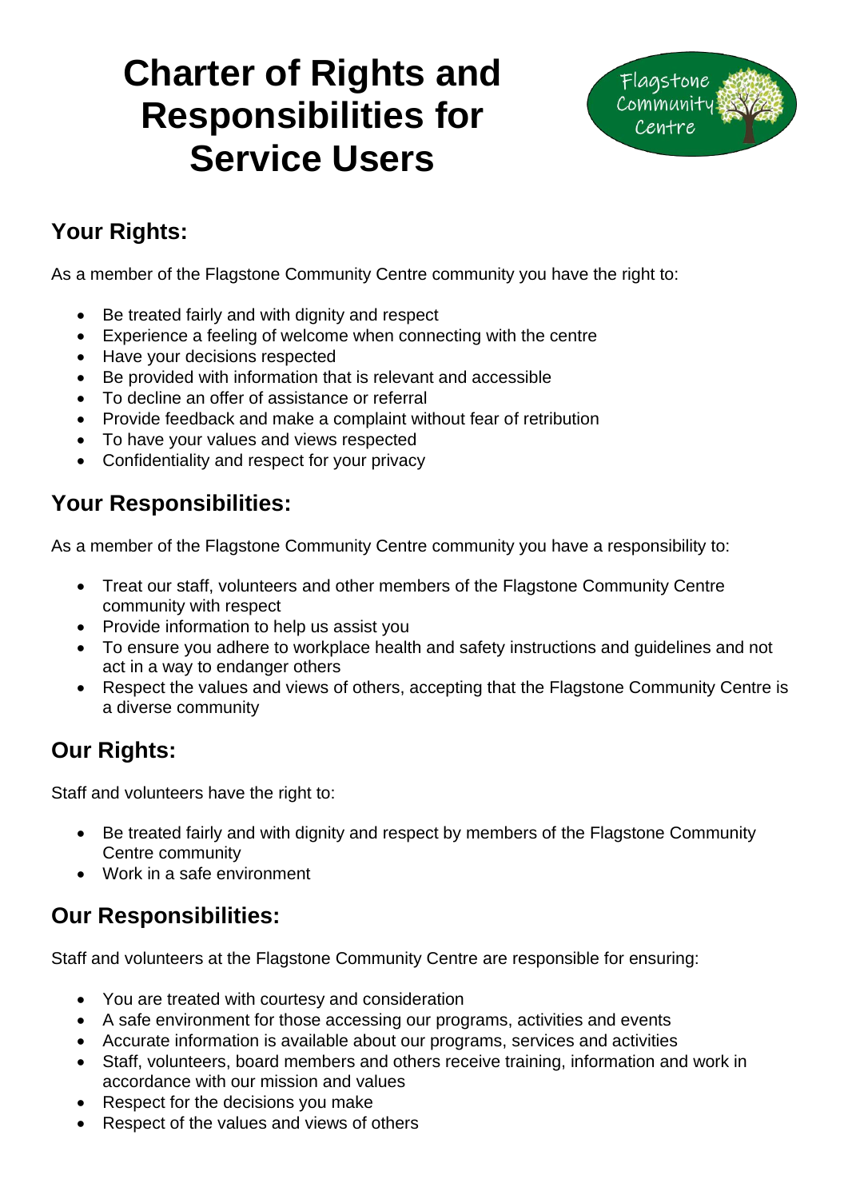# Charter of Rights and Responsibilities for Service Users

## Your Rights:

As a member of the Flagstone Community Centre community you have the right to:

- Be treated fairly and with dignity and respect
- Experience a feeling of welcome when connecting with the centre
- Have your decisions respected
- Be provided with information that is relevant and accessible
- To decline an offer of assistance or referral
- Provide feedback and make a complaint without fear of retribution
- To have your values and views respected
- Confidentiality and respect for your privacy

## Your Responsibilities:

As a member of the Flagstone Community Centre community you have a responsibility to:

- Treat our staff, volunteers and other members of the Flagstone Community Centre community with respect
- Provide information to help us assist you
- To ensure you adhere to workplace health and safety instructions and guidelines and not act in a way to endanger others
- Respect the values and views of others, accepting that the Flagstone Community Centre is a diverse community

## Our Rights:

Staff and volunteers have the right to:

- Be treated fairly and with dignity and respect by members of the Flagstone Community Centre community
- Work in a safe environment

## Our Responsibilities:

Staff and volunteers at the Flagstone Community Centre are responsible for ensuring:

- You are treated with courtesy and consideration
- A safe environment for those accessing our programs, activities and events
- Accurate information is available about our programs, services and activities
- Staff, volunteers, board members and others receive training, information and work in accordance with our mission and values
- Respect for the decisions you make
- Respect of the values and views of others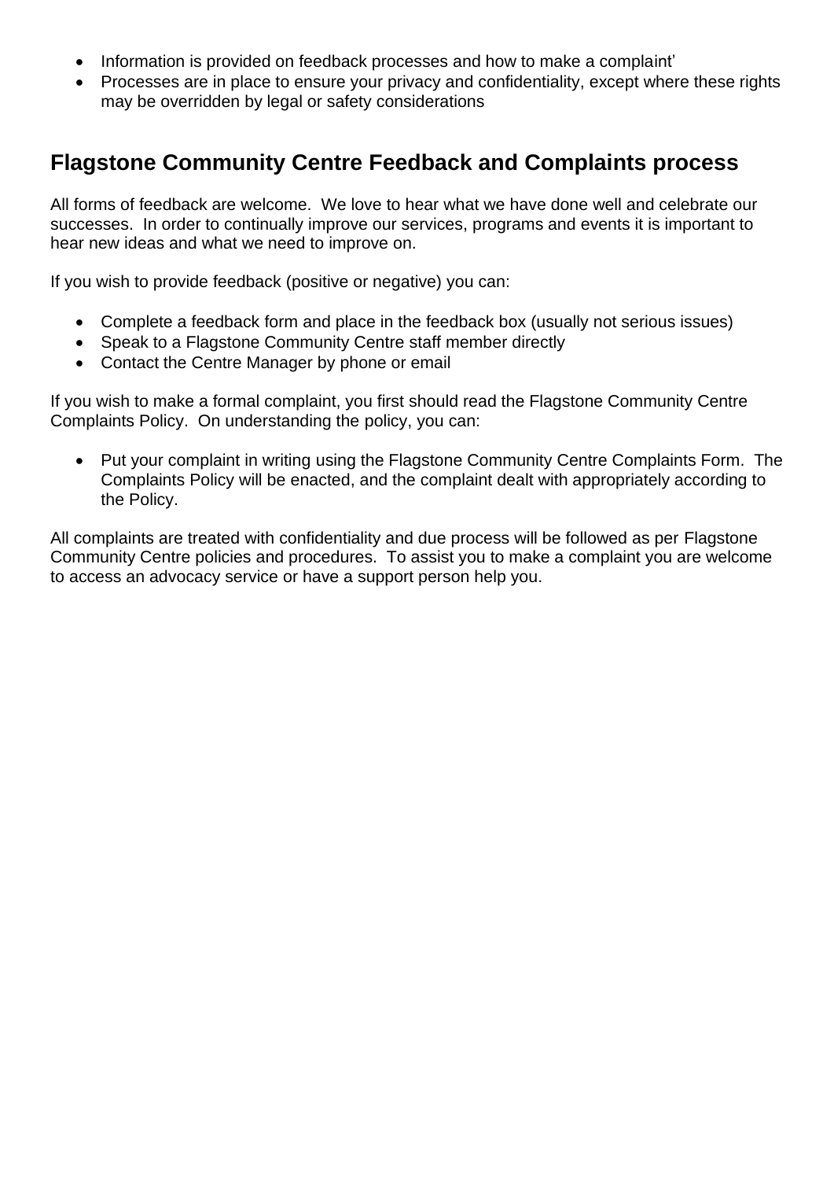- Information is provided on feedback processes and how to make a complaint'
- Processes are in place to ensure your privacy and confidentiality, except where these rights may be overridden by legal or safety considerations

## Flagstone Community Centre Feedback and Complaints process

All forms of feedback are welcome. We love to hear what we have done well and celebrate our successes. In order to continually improve our services, programs and events it is important to hear new ideas and what we need to improve on.

If you wish to provide feedback (positive or negative) you can:

- Complete a feedback form and place in the feedback box (usually not serious issues)
- Speak to a Flagstone Community Centre staff member directly
- Contact the Centre Manager by phone or email

If you wish to make a formal complaint, you first should read the Flagstone Community Centre Complaints Policy. On understanding the policy, you can:

- Put your complaint in writing using the Flagstone Community Centre Complaints Form. The Complaints Policy will be enacted, and the complaint dealt with appropriately according to the Policy.

All complaints are treated with confidentiality and due process will be followed as per Flagstone Community Centre policies and procedures. To assist you to make a complaint you are welcome to access an advocacy service or have a support person help you.